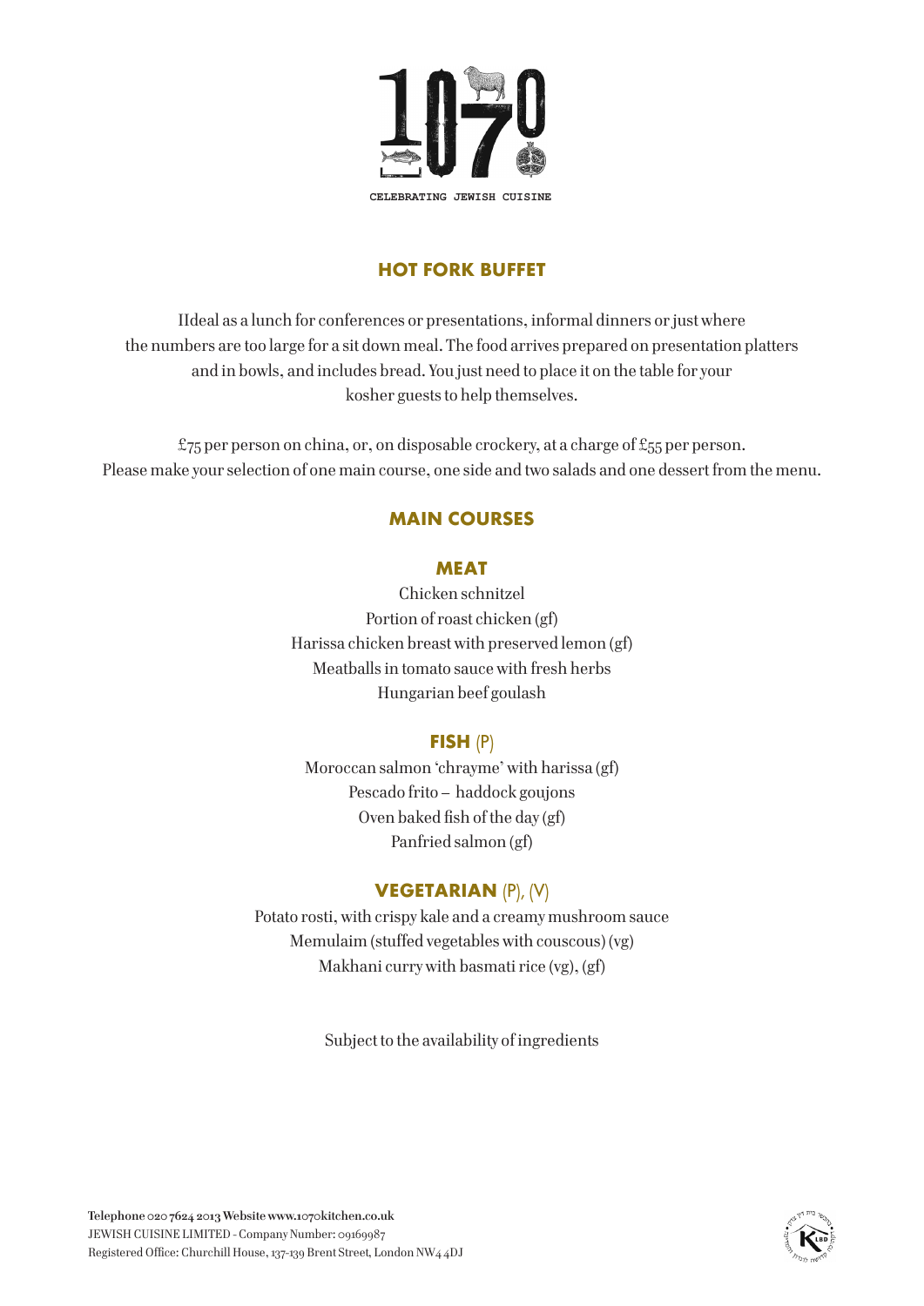# 1070

CELEBRATING JEWISH CUISINE

## HOT FORK BUFFET

IIdeal as a lunch for conferences or presentations, informal dinners or just where the numbers are too large for a sit down meal. The food arrives prepared on presentation platters and in bowls, and includes bread. You just need to place it on the table for your kosher guests to help themselves.

£75 per person on china, or, on disposable crockery, at a charge of £55 per person.
Please make your selection of one main course, one side and two salads and one dessert from the menu.

## MAIN COURSES

### MEAT

Chicken schnitzel
Portion of roast chicken (gf)
Harissa chicken breast with preserved lemon (gf)
Meatballs in tomato sauce with fresh herbs
Hungarian beef goulash

### FISH (P)

Moroccan salmon 'chrayme' with harissa (gf)
Pescado frito – haddock goujons
Oven baked fish of the day (gf)
Panfried salmon (gf)

### VEGETARIAN (P), (V)

Potato rosti, with crispy kale and a creamy mushroom sauce
Memulaim (stuffed vegetables with couscous) (vg)
Makhani curry with basmati rice (vg), (gf)

Subject to the availability of ingredients

**Telephone** 020 7624 2013 **Website** www.1070kitchen.co.uk
JEWISH CUISINE LIMITED - Company Number: 09169987
Registered Office: Churchill House, 137-139 Brent Street, London NW4 4DJ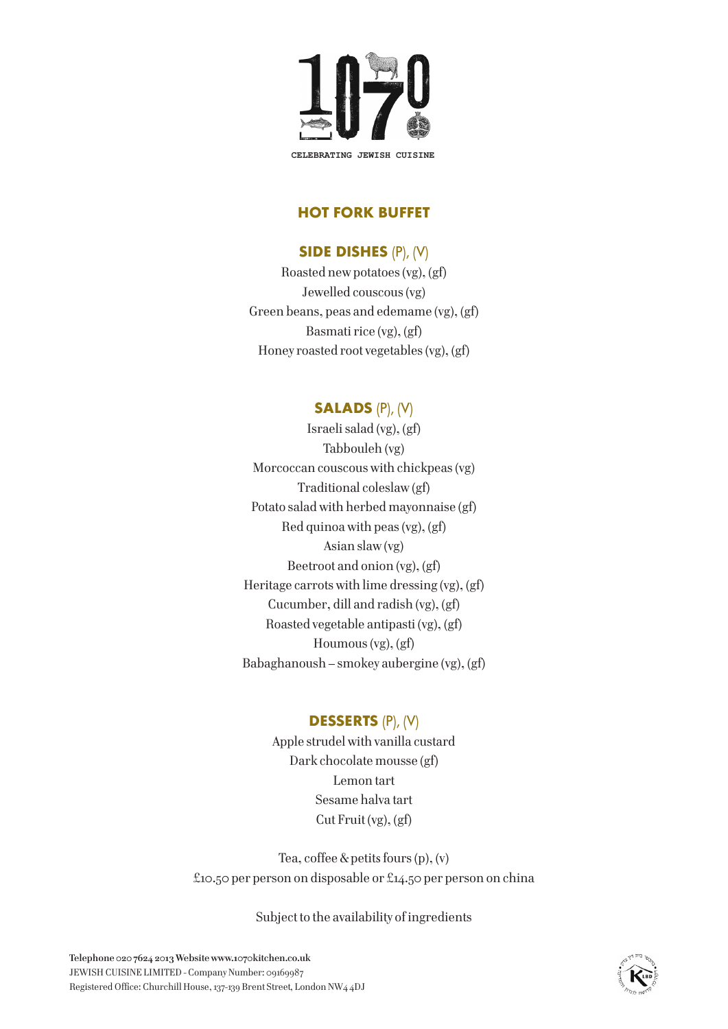CELEBRATING JEWISH CUISINE

## HOT FORK BUFFET

### SIDE DISHES (P), (V)

Roasted new potatoes (vg), (gf)
Jewelled couscous (vg)
Green beans, peas and edemame (vg), (gf)
Basmati rice (vg), (gf)
Honey roasted root vegetables (vg), (gf)

### SALADS (P), (V)

Israeli salad (vg), (gf)
Tabbouleh (vg)
Morcoccan couscous with chickpeas (vg)
Traditional coleslaw (gf)
Potato salad with herbed mayonnaise (gf)
Red quinoa with peas (vg), (gf)
Asian slaw (vg)
Beetroot and onion (vg), (gf)
Heritage carrots with lime dressing (vg), (gf)
Cucumber, dill and radish (vg), (gf)
Roasted vegetable antipasti (vg), (gf)
Houmous (vg), (gf)
Babaghanoush – smokey aubergine (vg), (gf)

### DESSERTS (P), (V)

Apple strudel with vanilla custard
Dark chocolate mousse (gf)
Lemon tart
Sesame halva tart
Cut Fruit (vg), (gf)

Tea, coffee & petits fours (p), (v)
£10.50 per person on disposable or £14.50 per person on china

Subject to the availability of ingredients

**Telephone** 020 7624 2013 **Website** www.1070kitchen.co.uk
JEWISH CUISINE LIMITED - Company Number: 09169987
Registered Office: Churchill House, 137-139 Brent Street, London NW4 4DJ